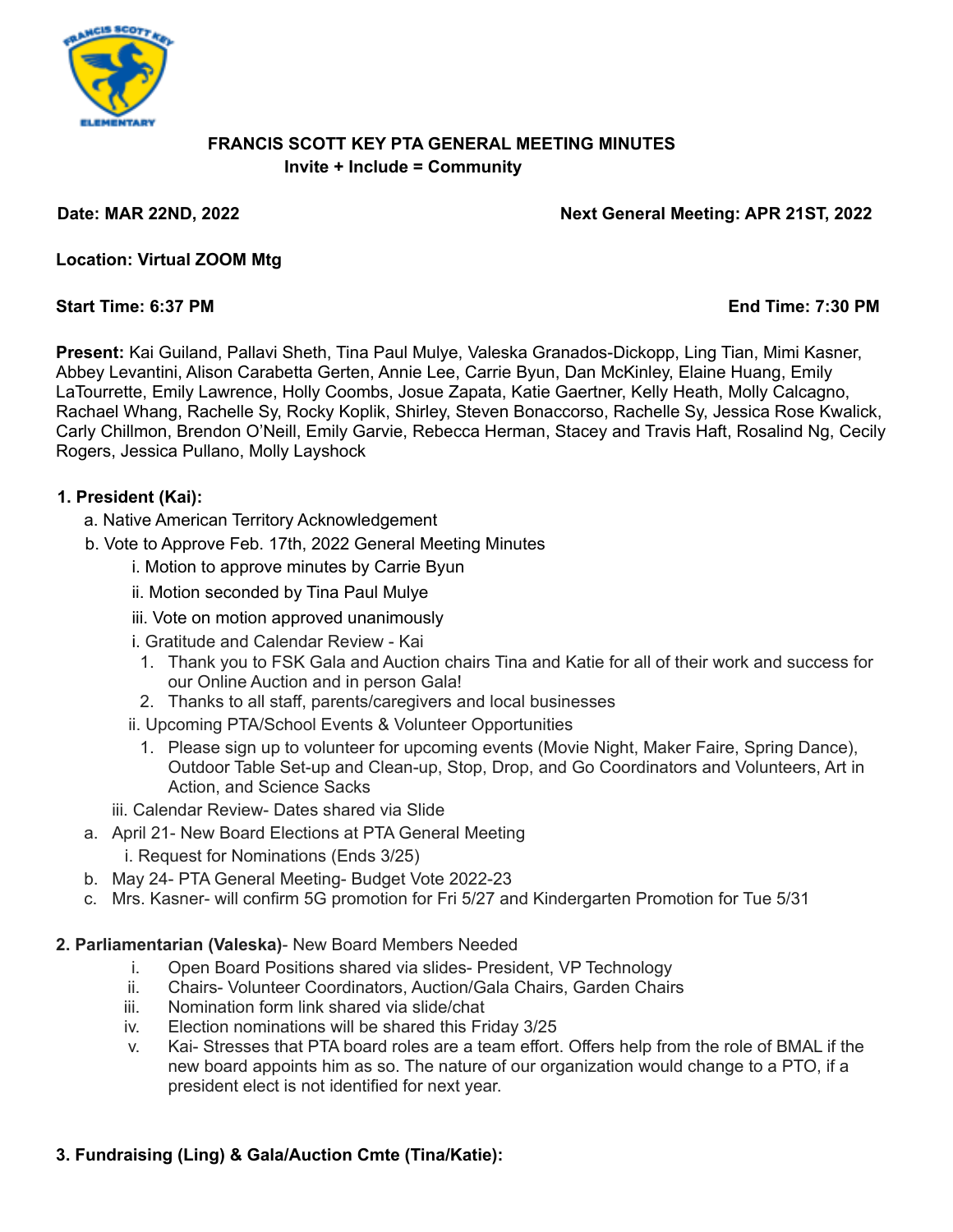# FRANCIS SCOTT KEY PTA GENERAL MEETING MINUTES

**Invite + Include = Community**

**Date: MAR 22ND, 2022** **Next General Meeting: APR 21ST, 2022**

**Location: Virtual ZOOM Mtg**

**Start Time: 6:37 PM** **End Time: 7:30 PM**

**Present:** Kai Guiland, Pallavi Sheth, Tina Paul Mulye, Valeska Granados-Dickopp, Ling Tian, Mimi Kasner, Abbey Levantini, Alison Carabetta Gerten, Annie Lee, Carrie Byun, Dan McKinley, Elaine Huang, Emily LaTourrette, Emily Lawrence, Holly Coombs, Josue Zapata, Katie Gaertner, Kelly Heath, Molly Calcagno, Rachael Whang, Rachelle Sy, Rocky Koplik, Shirley, Steven Bonaccorso, Rachelle Sy, Jessica Rose Kwalick, Carly Chillmon, Brendon O'Neill, Emily Garvie, Rebecca Herman, Stacey and Travis Haft, Rosalind Ng, Cecily Rogers, Jessica Pullano, Molly Layshock

**1. President (Kai):**

- a. Native American Territory Acknowledgement
- b. Vote to Approve Feb. 17th, 2022 General Meeting Minutes
  - i. Motion to approve minutes by Carrie Byun
  - ii. Motion seconded by Tina Paul Mulye
  - iii. Vote on motion approved unanimously
  - i. Gratitude and Calendar Review - Kai
    1. Thank you to FSK Gala and Auction chairs Tina and Katie for all of their work and success for our Online Auction and in person Gala!
    2. Thanks to all staff, parents/caregivers and local businesses
  - ii. Upcoming PTA/School Events & Volunteer Opportunities
    1. Please sign up to volunteer for upcoming events (Movie Night, Maker Faire, Spring Dance), Outdoor Table Set-up and Clean-up, Stop, Drop, and Go Coordinators and Volunteers, Art in Action, and Science Sacks
  - iii. Calendar Review- Dates shared via Slide
- a. April 21- New Board Elections at PTA General Meeting
  - i. Request for Nominations (Ends 3/25)
- b. May 24- PTA General Meeting- Budget Vote 2022-23
- c. Mrs. Kasner- will confirm 5G promotion for Fri 5/27 and Kindergarten Promotion for Tue 5/31

**2. Parliamentarian (Valeska)**- New Board Members Needed

- i. Open Board Positions shared via slides- President, VP Technology
- ii. Chairs- Volunteer Coordinators, Auction/Gala Chairs, Garden Chairs
- iii. Nomination form link shared via slide/chat
- iv. Election nominations will be shared this Friday 3/25
- v. Kai- Stresses that PTA board roles are a team effort. Offers help from the role of BMAL if the new board appoints him as so. The nature of our organization would change to a PTO, if a president elect is not identified for next year.

**3. Fundraising (Ling) & Gala/Auction Cmte (Tina/Katie):**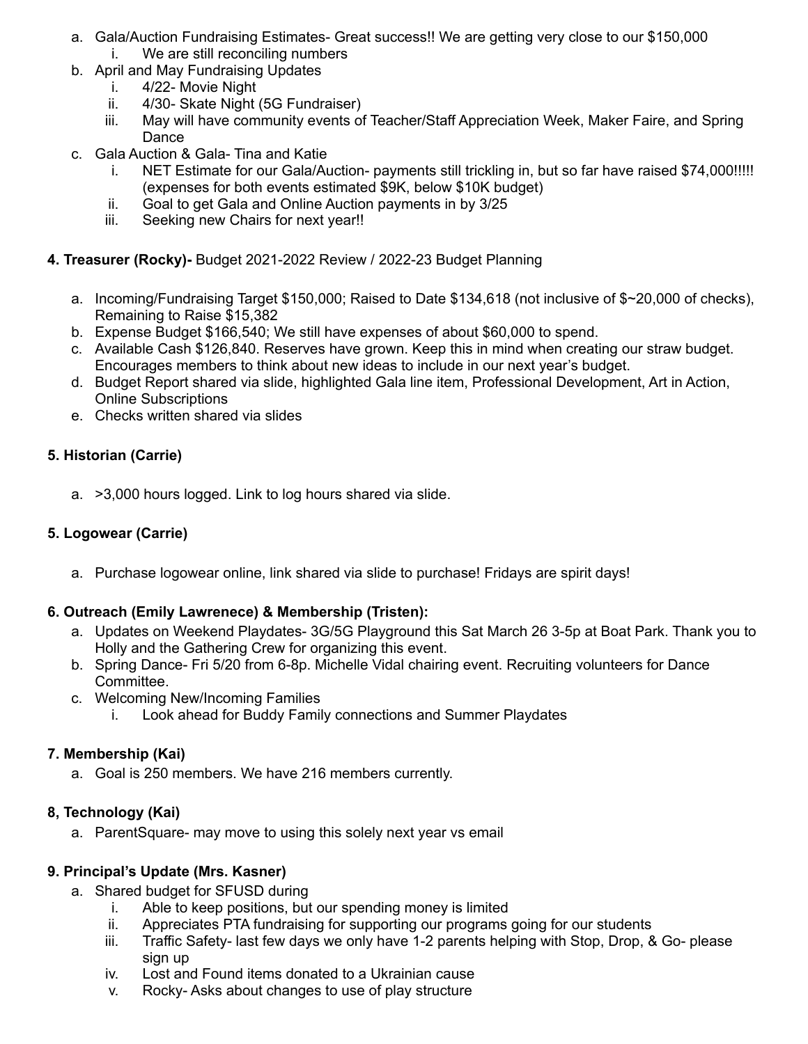a. Gala/Auction Fundraising Estimates- Great success!! We are getting very close to our $150,000
    i. We are still reconciling numbers
b. April and May Fundraising Updates
    i. 4/22- Movie Night
    ii. 4/30- Skate Night (5G Fundraiser)
    iii. May will have community events of Teacher/Staff Appreciation Week, Maker Faire, and Spring Dance
c. Gala Auction & Gala- Tina and Katie
    i. NET Estimate for our Gala/Auction- payments still trickling in, but so far have raised $74,000!!!!! (expenses for both events estimated $9K, below $10K budget)
    ii. Goal to get Gala and Online Auction payments in by 3/25
    iii. Seeking new Chairs for next year!!

**4. Treasurer (Rocky)-** Budget 2021-2022 Review / 2022-23 Budget Planning

a. Incoming/Fundraising Target $150,000; Raised to Date $134,618 (not inclusive of $~20,000 of checks), Remaining to Raise $15,382
b. Expense Budget $166,540; We still have expenses of about $60,000 to spend.
c. Available Cash $126,840. Reserves have grown. Keep this in mind when creating our straw budget. Encourages members to think about new ideas to include in our next year's budget.
d. Budget Report shared via slide, highlighted Gala line item, Professional Development, Art in Action, Online Subscriptions
e. Checks written shared via slides

**5. Historian (Carrie)**

a. >3,000 hours logged. Link to log hours shared via slide.

**5. Logowear (Carrie)**

a. Purchase logowear online, link shared via slide to purchase! Fridays are spirit days!

**6. Outreach (Emily Lawrenece) & Membership (Tristen):**

a. Updates on Weekend Playdates- 3G/5G Playground this Sat March 26 3-5p at Boat Park. Thank you to Holly and the Gathering Crew for organizing this event.
b. Spring Dance- Fri 5/20 from 6-8p. Michelle Vidal chairing event. Recruiting volunteers for Dance Committee.
c. Welcoming New/Incoming Families
    i. Look ahead for Buddy Family connections and Summer Playdates

**7. Membership (Kai)**

a. Goal is 250 members. We have 216 members currently.

**8, Technology (Kai)**

a. ParentSquare- may move to using this solely next year vs email

**9. Principal's Update (Mrs. Kasner)**

a. Shared budget for SFUSD during
    i. Able to keep positions, but our spending money is limited
    ii. Appreciates PTA fundraising for supporting our programs going for our students
    iii. Traffic Safety- last few days we only have 1-2 parents helping with Stop, Drop, & Go- please sign up
    iv. Lost and Found items donated to a Ukrainian cause
    v. Rocky- Asks about changes to use of play structure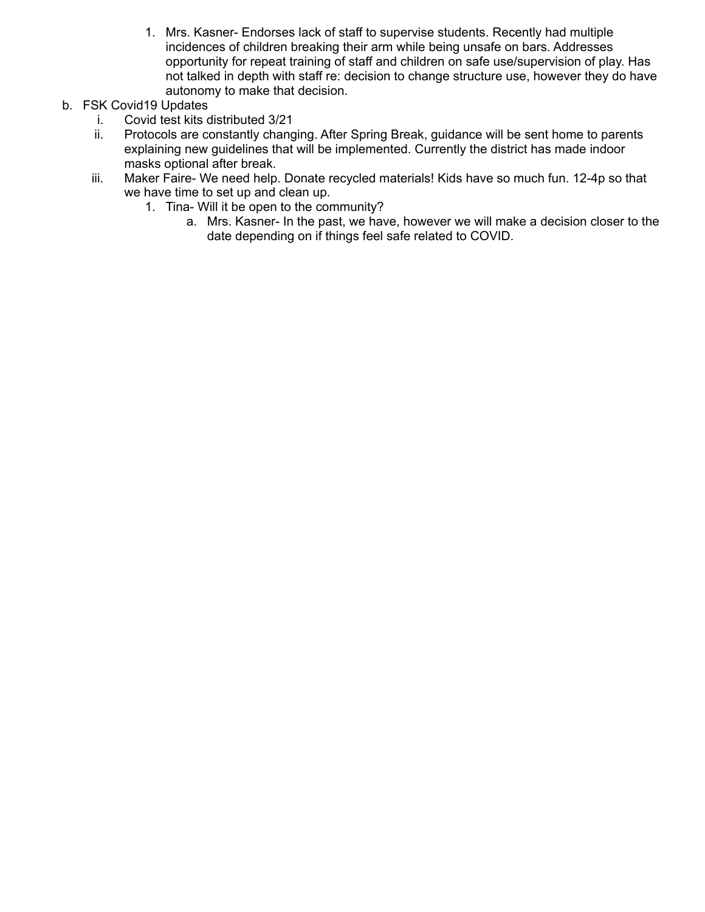1. Mrs. Kasner- Endorses lack of staff to supervise students. Recently had multiple incidences of children breaking their arm while being unsafe on bars. Addresses opportunity for repeat training of staff and children on safe use/supervision of play. Has not talked in depth with staff re: decision to change structure use, however they do have autonomy to make that decision.

b. FSK Covid19 Updates
    i. Covid test kits distributed 3/21
    ii. Protocols are constantly changing. After Spring Break, guidance will be sent home to parents explaining new guidelines that will be implemented. Currently the district has made indoor masks optional after break.
    iii. Maker Faire- We need help. Donate recycled materials! Kids have so much fun. 12-4p so that we have time to set up and clean up.
        1. Tina- Will it be open to the community?
            a. Mrs. Kasner- In the past, we have, however we will make a decision closer to the date depending on if things feel safe related to COVID.